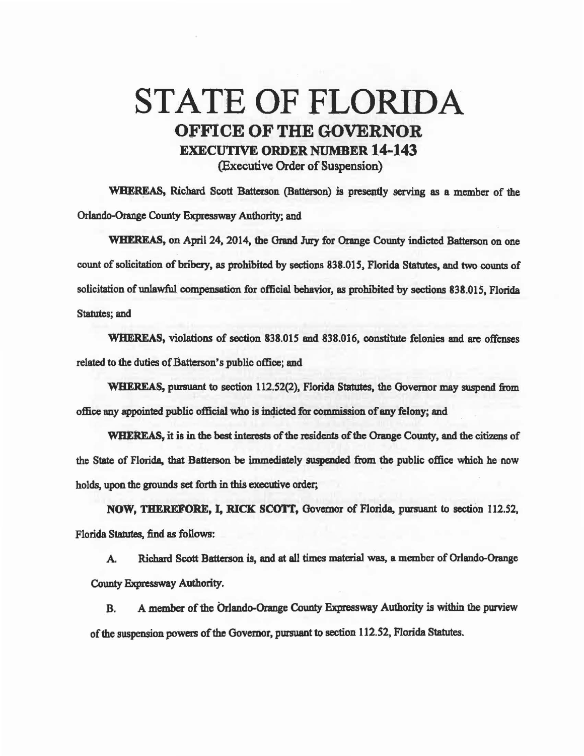# STATE OF FLORIDA

## OFFICE OF THE GOVERNOR

### EXECUTIVE ORDER NUMBER 14-143

(Executive Order of Suspension)

**WHEREAS,** Richard Scott Batterson (Batterson) is presently serving as a member of the Orlando-Orange County Expressway Authority; and

**WHEREAS,** on April 24, 2014, the Grand Jury for Orange County indicted Batterson on one count of solicitation of bribery, as prohibited by sections 838.015, Florida Statutes, and two counts of solicitation of unlawful compensation for official behavior, as prohibited by sections 838.015, Florida Statutes; and

**WHEREAS,** violations of section 838.015 and 838.016, constitute felonies and are offenses related to the duties of Batterson's public office; and

**WHEREAS,** pursuant to section 112.52(2), Florida Statutes, the Governor may suspend from office any appointed public official who is indicted for commission of any felony; and

**WHEREAS,** it is in the best interests of the residents of the Orange County, and the citizens of the State of Florida, that Batterson be immediately suspended from the public office which he now holds, upon the grounds set forth in this executive order;

**NOW, THEREFORE, I, RICK SCOTT,** Governor of Florida, pursuant to section 112.52, Florida Statutes, find as follows:

A. Richard Scott Batterson is, and at all times material was, a member of Orlando-Orange County Expressway Authority.

B. A member of the Orlando-Orange County Expressway Authority is within the purview of the suspension powers of the Governor, pursuant to section 112.52, Florida Statutes.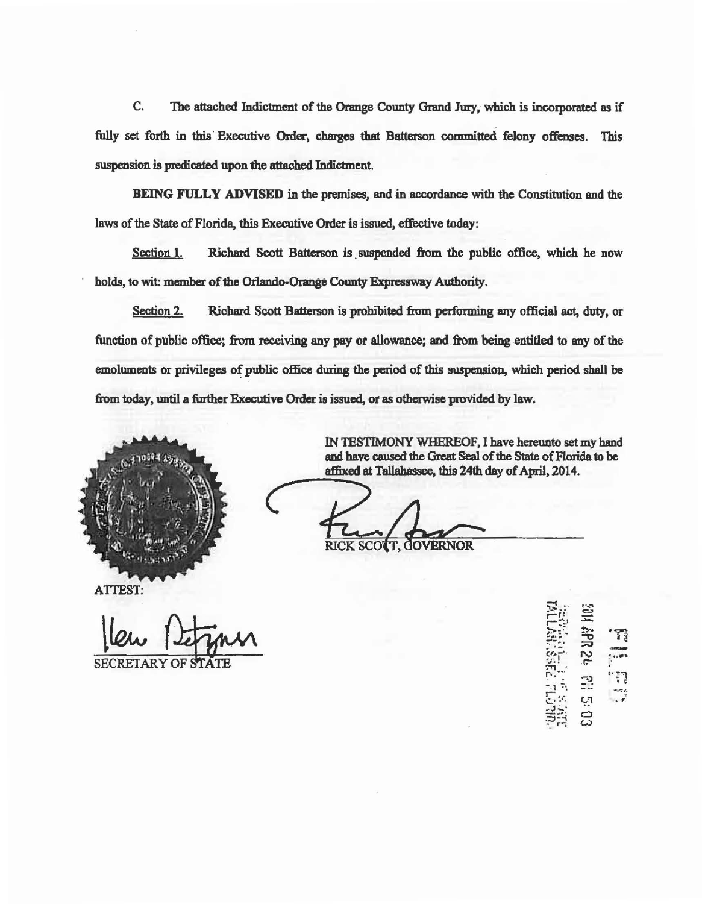C. The attached Indictment of the Orange County Grand Jury, which is incorporated as if fully set forth in this Executive Order, charges that Batterson committed felony offenses. This suspension is predicated upon the attached Indictment.

**BEING FULLY ADVISED** in the premises, and in accordance with the Constitution and the laws of the State of Florida, this Executive Order is issued, effective today:

Section 1. Richard Scott Batterson is suspended from the public office, which he now holds, to wit: member of the Orlando-Orange County Expressway Authority.

Section 2. Richard Scott Batterson is prohibited from performing any official act, duty, or function of public office; from receiving any pay or allowance; and from being entitled to any of the emoluments or privileges of public office during the period of this suspension, which period shall be from today, until a further Executive Order is issued, or as otherwise provided by law.

IN TESTIMONY WHEREOF, I have hereunto set my hand and have caused the Great Seal of the State of Florida to be affixed at Tallahassee, this 24th day of April, 2014.

RICK SCOTT, GOVERNOR

ATTEST:

SECRETARY OF STATE

FILED

2014 APR 24 PM 5:03

SECRETARY OF STATE
TALLAHASSEE, FLORIDA